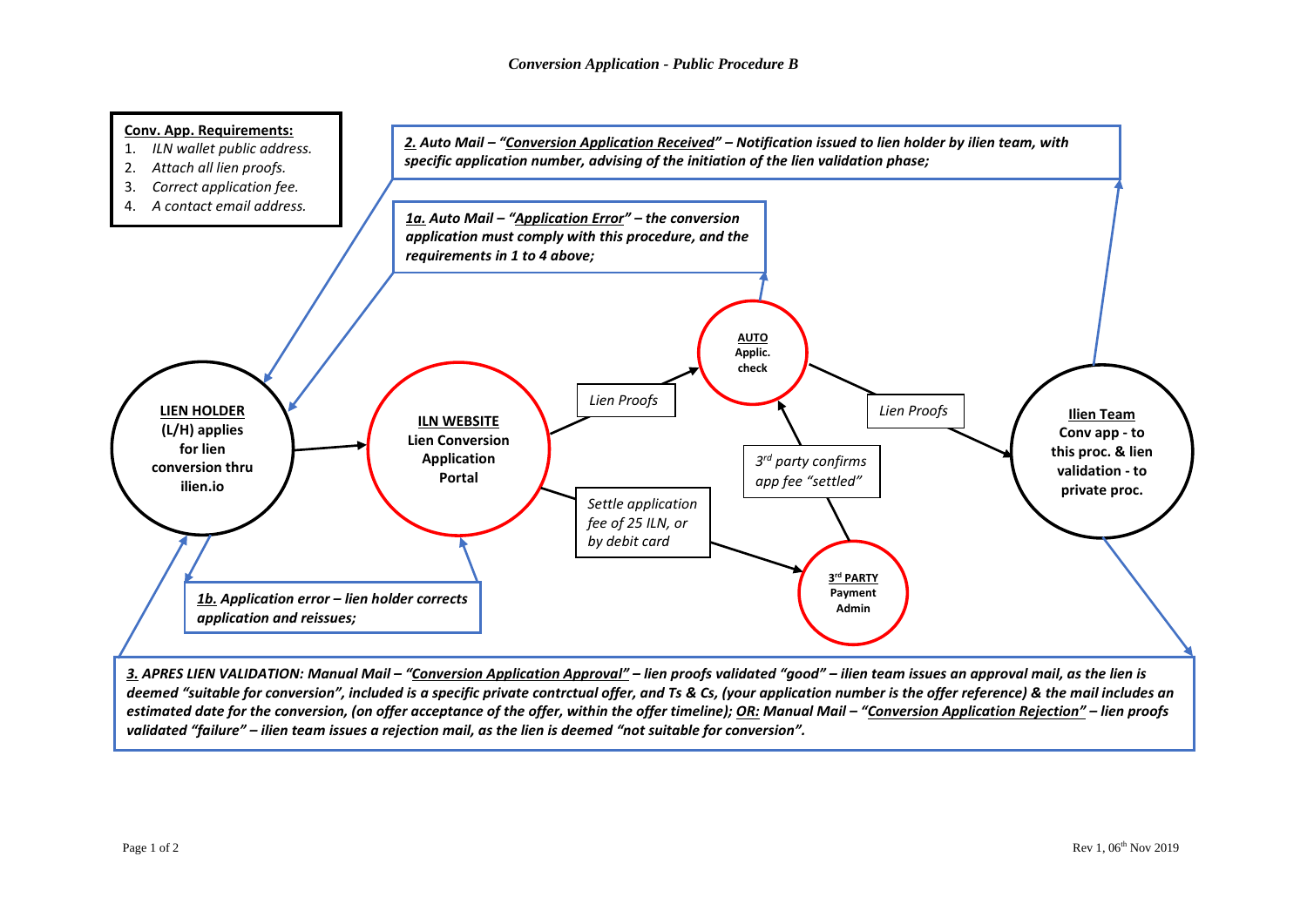# Conversion Application - Public Procedure B

**Conv. App. Requirements:**

1. *ILN wallet public address.*
2. *Attach all lien proofs.*
3. *Correct application fee.*
4. *A contact email address.*

***2.** Auto Mail – "Conversion Application Received" – Notification issued to lien holder by ilien team, with specific application number, advising of the initiation of the lien validation phase;*

***1a.** Auto Mail – "Application Error" – the conversion application must comply with this procedure, and the requirements in 1 to 4 above;*

**LIEN HOLDER** (L/H) applies for lien conversion thru ilien.io

**ILN WEBSITE** Lien Conversion Application Portal

*Lien Proofs*

**AUTO** Applic. check

*Lien Proofs*

**Ilien Team** Conv app - to this proc. & lien validation - to private proc.

*3rd party confirms app fee "settled"*

*Settle application fee of 25 ILN, or by debit card*

**3rd PARTY** Payment Admin

***1b.** Application error – lien holder corrects application and reissues;*

***3.** APRES LIEN VALIDATION: Manual Mail – "Conversion Application Approval" – lien proofs validated "good" – ilien team issues an approval mail, as the lien is deemed "suitable for conversion", included is a specific private contrctual offer, and Ts & Cs, (your application number is the offer reference) & the mail includes an estimated date for the conversion, (on offer acceptance of the offer, within the offer timeline); OR: Manual Mail – "Conversion Application Rejection" – lien proofs validated "failure" – ilien team issues a rejection mail, as the lien is deemed "not suitable for conversion".*

Rev 1, 06th Nov 2019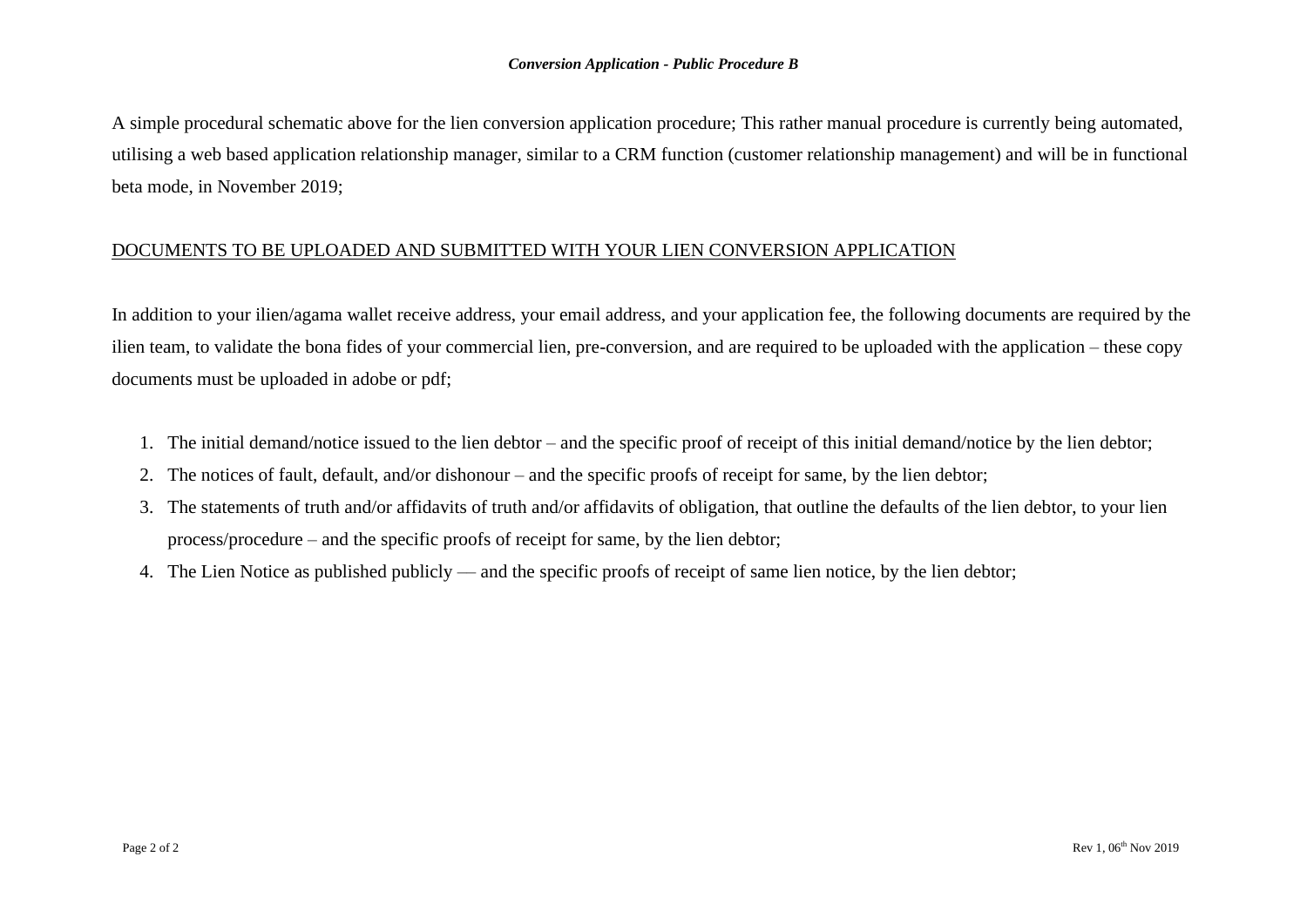A simple procedural schematic above for the lien conversion application procedure; This rather manual procedure is currently being automated, utilising a web based application relationship manager, similar to a CRM function (customer relationship management) and will be in functional beta mode, in November 2019;

<u>DOCUMENTS TO BE UPLOADED AND SUBMITTED WITH YOUR LIEN CONVERSION APPLICATION</u>

In addition to your ilien/agama wallet receive address, your email address, and your application fee, the following documents are required by the ilien team, to validate the bona fides of your commercial lien, pre-conversion, and are required to be uploaded with the application – these copy documents must be uploaded in adobe or pdf;

1. The initial demand/notice issued to the lien debtor – and the specific proof of receipt of this initial demand/notice by the lien debtor;
2. The notices of fault, default, and/or dishonour – and the specific proofs of receipt for same, by the lien debtor;
3. The statements of truth and/or affidavits of truth and/or affidavits of obligation, that outline the defaults of the lien debtor, to your lien process/procedure – and the specific proofs of receipt for same, by the lien debtor;
4. The Lien Notice as published publicly — and the specific proofs of receipt of same lien notice, by the lien debtor;